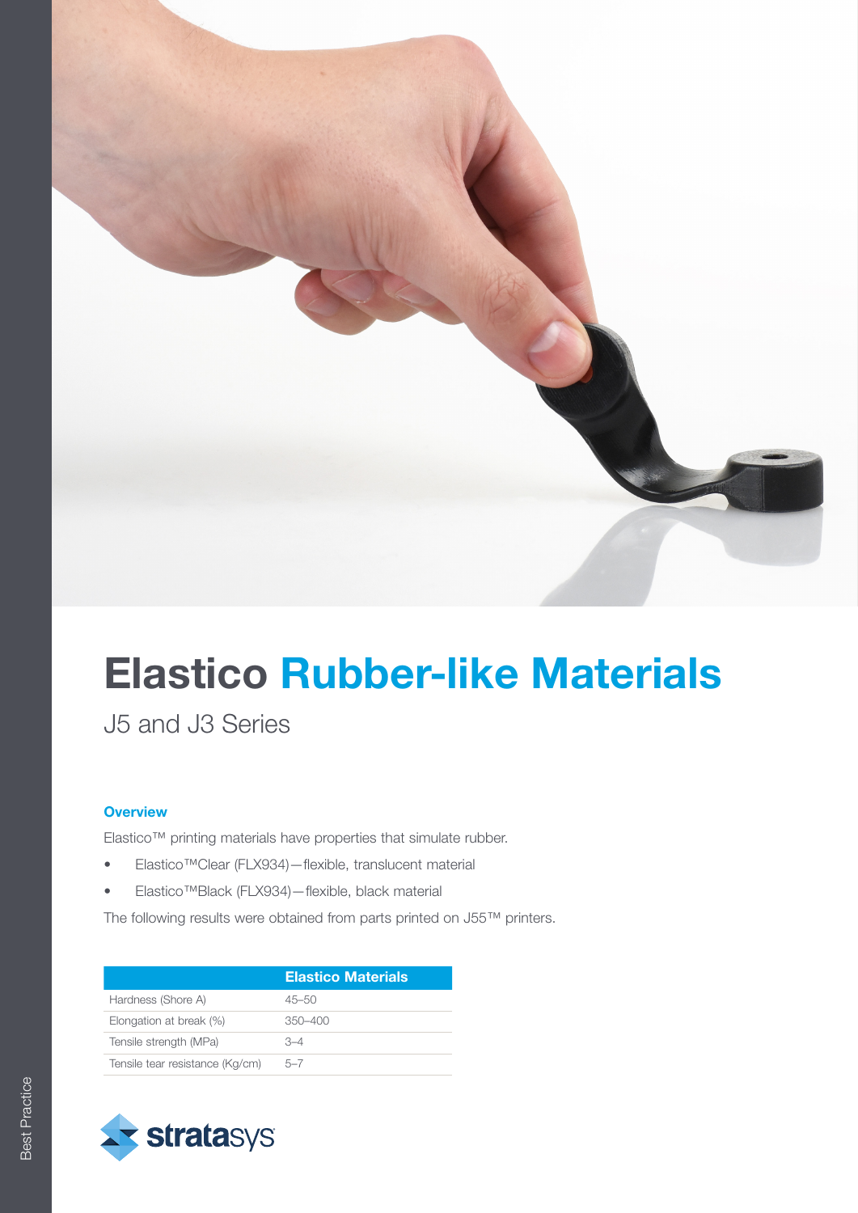# Elastico Rubber-like Materials

J5 and J3 Series

### Overview

Elastico™ printing materials have properties that simulate rubber.

- Elastico™Clear (FLX934)—flexible, translucent material
- Elastico™Black (FLX934)—flexible, black material

The following results were obtained from parts printed on J55™ printers.

| | Elastico Materials |
|---|---|
| Hardness (Shore A) | 45–50 |
| Elongation at break (%) | 350–400 |
| Tensile strength (MPa) | 3–4 |
| Tensile tear resistance (Kg/cm) | 5–7 |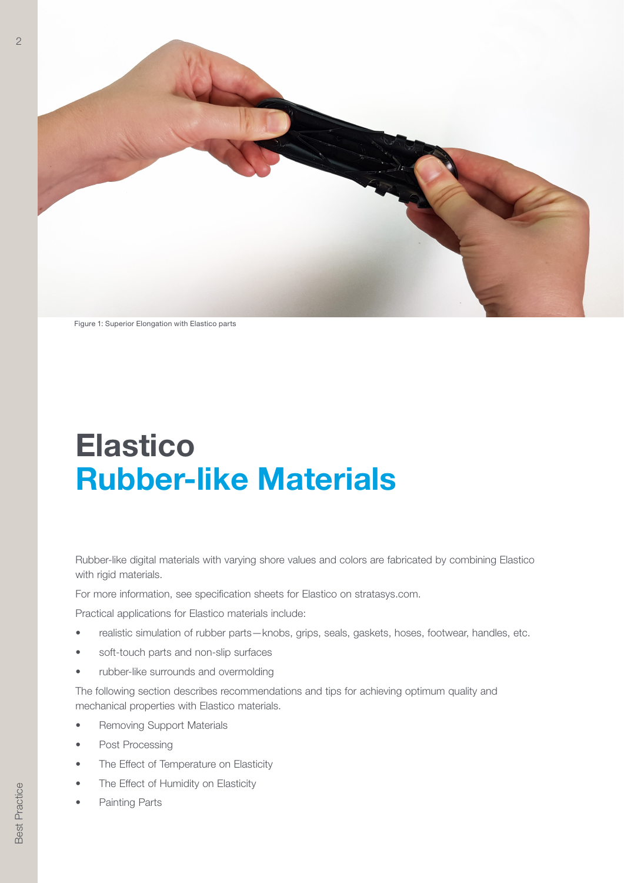Figure 1: Superior Elongation with Elastico parts

# Elastico
# Rubber-like Materials

Rubber-like digital materials with varying shore values and colors are fabricated by combining Elastico with rigid materials.

For more information, see specification sheets for Elastico on stratasys.com.

Practical applications for Elastico materials include:

- realistic simulation of rubber parts—knobs, grips, seals, gaskets, hoses, footwear, handles, etc.
- soft-touch parts and non-slip surfaces
- rubber-like surrounds and overmolding

The following section describes recommendations and tips for achieving optimum quality and mechanical properties with Elastico materials.

- Removing Support Materials
- Post Processing
- The Effect of Temperature on Elasticity
- The Effect of Humidity on Elasticity
- Painting Parts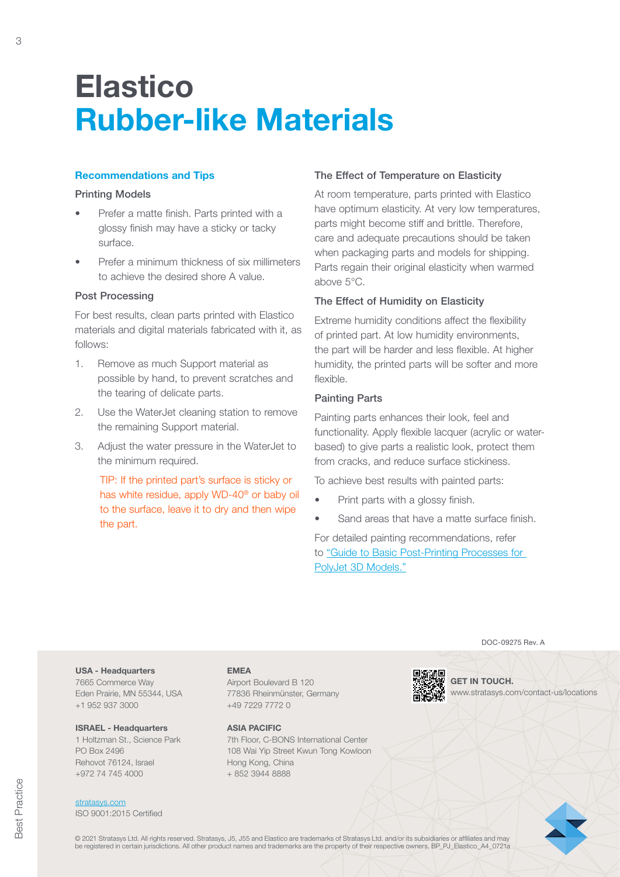# Elastico
# Rubber-like Materials

## Recommendations and Tips

### Printing Models

- Prefer a matte finish. Parts printed with a glossy finish may have a sticky or tacky surface.
- Prefer a minimum thickness of six millimeters to achieve the desired shore A value.

### Post Processing

For best results, clean parts printed with Elastico materials and digital materials fabricated with it, as follows:

1. Remove as much Support material as possible by hand, to prevent scratches and the tearing of delicate parts.
2. Use the WaterJet cleaning station to remove the remaining Support material.
3. Adjust the water pressure in the WaterJet to the minimum required.

TIP: If the printed part's surface is sticky or has white residue, apply WD-40® or baby oil to the surface, leave it to dry and then wipe the part.

### The Effect of Temperature on Elasticity

At room temperature, parts printed with Elastico have optimum elasticity. At very low temperatures, parts might become stiff and brittle. Therefore, care and adequate precautions should be taken when packaging parts and models for shipping. Parts regain their original elasticity when warmed above 5°C.

### The Effect of Humidity on Elasticity

Extreme humidity conditions affect the flexibility of printed part. At low humidity environments, the part will be harder and less flexible. At higher humidity, the printed parts will be softer and more flexible.

### Painting Parts

Painting parts enhances their look, feel and functionality. Apply flexible lacquer (acrylic or water-based) to give parts a realistic look, protect them from cracks, and reduce surface stickiness.

To achieve best results with painted parts:

- Print parts with a glossy finish.
- Sand areas that have a matte surface finish.

For detailed painting recommendations, refer to "Guide to Basic Post-Printing Processes for PolyJet 3D Models."

DOC-09275 Rev. A

**USA - Headquarters**
7665 Commerce Way
Eden Prairie, MN 55344, USA
+1 952 937 3000

**ISRAEL - Headquarters**
1 Holtzman St., Science Park
PO Box 2496
Rehovot 76124, Israel
+972 74 745 4000

**EMEA**
Airport Boulevard B 120
77836 Rheinmünster, Germany
+49 7229 7772 0

**ASIA PACIFIC**
7th Floor, C-BONS International Center
108 Wai Yip Street Kwun Tong Kowloon
Hong Kong, China
+ 852 3944 8888

**GET IN TOUCH.**
www.stratasys.com/contact-us/locations

stratasys.com
ISO 9001:2015 Certified

© 2021 Stratasys Ltd. All rights reserved. Stratasys, J5, J55 and Elastico are trademarks of Stratasys Ltd. and/or its subsidiaries or affiliates and may be registered in certain jurisdictions. All other product names and trademarks are the property of their respective owners. BP_PJ_Elastico_A4_0721a